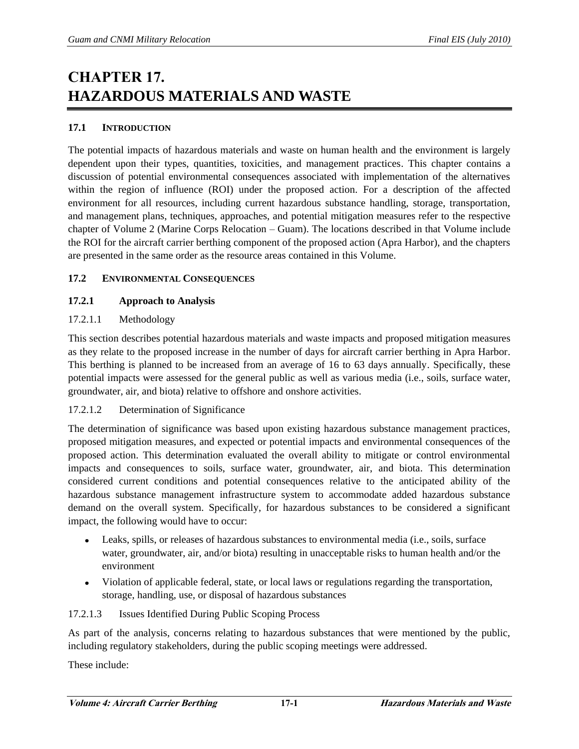# CHAPTER 17.
# HAZARDOUS MATERIALS AND WASTE

## 17.1 INTRODUCTION

The potential impacts of hazardous materials and waste on human health and the environment is largely dependent upon their types, quantities, toxicities, and management practices. This chapter contains a discussion of potential environmental consequences associated with implementation of the alternatives within the region of influence (ROI) under the proposed action. For a description of the affected environment for all resources, including current hazardous substance handling, storage, transportation, and management plans, techniques, approaches, and potential mitigation measures refer to the respective chapter of Volume 2 (Marine Corps Relocation – Guam). The locations described in that Volume include the ROI for the aircraft carrier berthing component of the proposed action (Apra Harbor), and the chapters are presented in the same order as the resource areas contained in this Volume.

## 17.2 ENVIRONMENTAL CONSEQUENCES

### 17.2.1 Approach to Analysis

#### 17.2.1.1 Methodology

This section describes potential hazardous materials and waste impacts and proposed mitigation measures as they relate to the proposed increase in the number of days for aircraft carrier berthing in Apra Harbor. This berthing is planned to be increased from an average of 16 to 63 days annually. Specifically, these potential impacts were assessed for the general public as well as various media (i.e., soils, surface water, groundwater, air, and biota) relative to offshore and onshore activities.

#### 17.2.1.2 Determination of Significance

The determination of significance was based upon existing hazardous substance management practices, proposed mitigation measures, and expected or potential impacts and environmental consequences of the proposed action. This determination evaluated the overall ability to mitigate or control environmental impacts and consequences to soils, surface water, groundwater, air, and biota. This determination considered current conditions and potential consequences relative to the anticipated ability of the hazardous substance management infrastructure system to accommodate added hazardous substance demand on the overall system. Specifically, for hazardous substances to be considered a significant impact, the following would have to occur:

- Leaks, spills, or releases of hazardous substances to environmental media (i.e., soils, surface water, groundwater, air, and/or biota) resulting in unacceptable risks to human health and/or the environment
- Violation of applicable federal, state, or local laws or regulations regarding the transportation, storage, handling, use, or disposal of hazardous substances

#### 17.2.1.3 Issues Identified During Public Scoping Process

As part of the analysis, concerns relating to hazardous substances that were mentioned by the public, including regulatory stakeholders, during the public scoping meetings were addressed.

These include: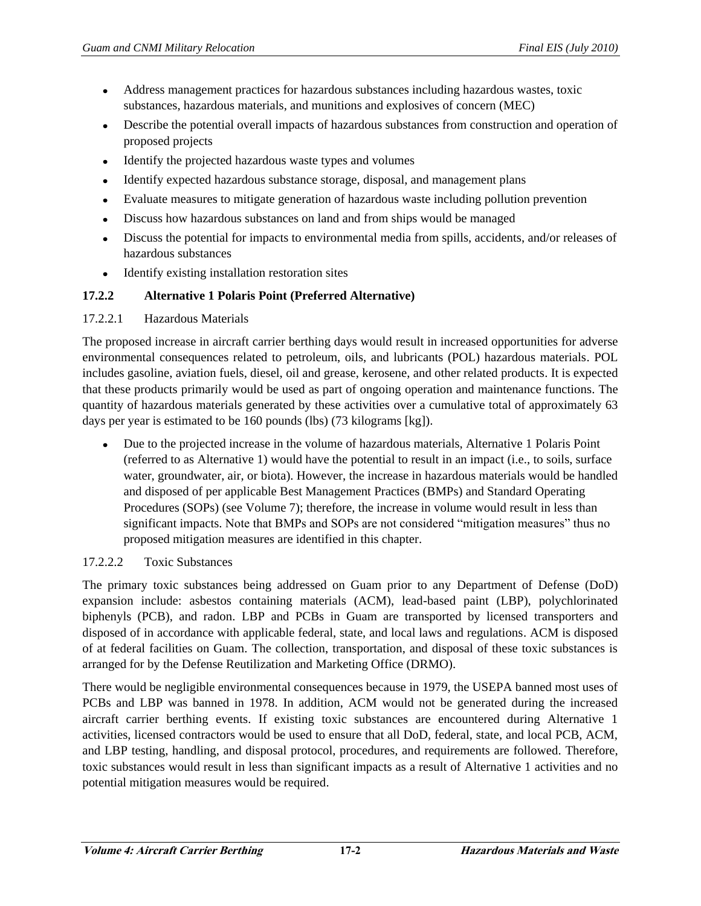- Address management practices for hazardous substances including hazardous wastes, toxic substances, hazardous materials, and munitions and explosives of concern (MEC)
- Describe the potential overall impacts of hazardous substances from construction and operation of proposed projects
- Identify the projected hazardous waste types and volumes
- Identify expected hazardous substance storage, disposal, and management plans
- Evaluate measures to mitigate generation of hazardous waste including pollution prevention
- Discuss how hazardous substances on land and from ships would be managed
- Discuss the potential for impacts to environmental media from spills, accidents, and/or releases of hazardous substances
- Identify existing installation restoration sites

### 17.2.2 Alternative 1 Polaris Point (Preferred Alternative)

#### 17.2.2.1 Hazardous Materials

The proposed increase in aircraft carrier berthing days would result in increased opportunities for adverse environmental consequences related to petroleum, oils, and lubricants (POL) hazardous materials. POL includes gasoline, aviation fuels, diesel, oil and grease, kerosene, and other related products. It is expected that these products primarily would be used as part of ongoing operation and maintenance functions. The quantity of hazardous materials generated by these activities over a cumulative total of approximately 63 days per year is estimated to be 160 pounds (lbs) (73 kilograms [kg]).

- Due to the projected increase in the volume of hazardous materials, Alternative 1 Polaris Point (referred to as Alternative 1) would have the potential to result in an impact (i.e., to soils, surface water, groundwater, air, or biota). However, the increase in hazardous materials would be handled and disposed of per applicable Best Management Practices (BMPs) and Standard Operating Procedures (SOPs) (see Volume 7); therefore, the increase in volume would result in less than significant impacts. Note that BMPs and SOPs are not considered "mitigation measures" thus no proposed mitigation measures are identified in this chapter.

#### 17.2.2.2 Toxic Substances

The primary toxic substances being addressed on Guam prior to any Department of Defense (DoD) expansion include: asbestos containing materials (ACM), lead-based paint (LBP), polychlorinated biphenyls (PCB), and radon. LBP and PCBs in Guam are transported by licensed transporters and disposed of in accordance with applicable federal, state, and local laws and regulations. ACM is disposed of at federal facilities on Guam. The collection, transportation, and disposal of these toxic substances is arranged for by the Defense Reutilization and Marketing Office (DRMO).

There would be negligible environmental consequences because in 1979, the USEPA banned most uses of PCBs and LBP was banned in 1978. In addition, ACM would not be generated during the increased aircraft carrier berthing events. If existing toxic substances are encountered during Alternative 1 activities, licensed contractors would be used to ensure that all DoD, federal, state, and local PCB, ACM, and LBP testing, handling, and disposal protocol, procedures, and requirements are followed. Therefore, toxic substances would result in less than significant impacts as a result of Alternative 1 activities and no potential mitigation measures would be required.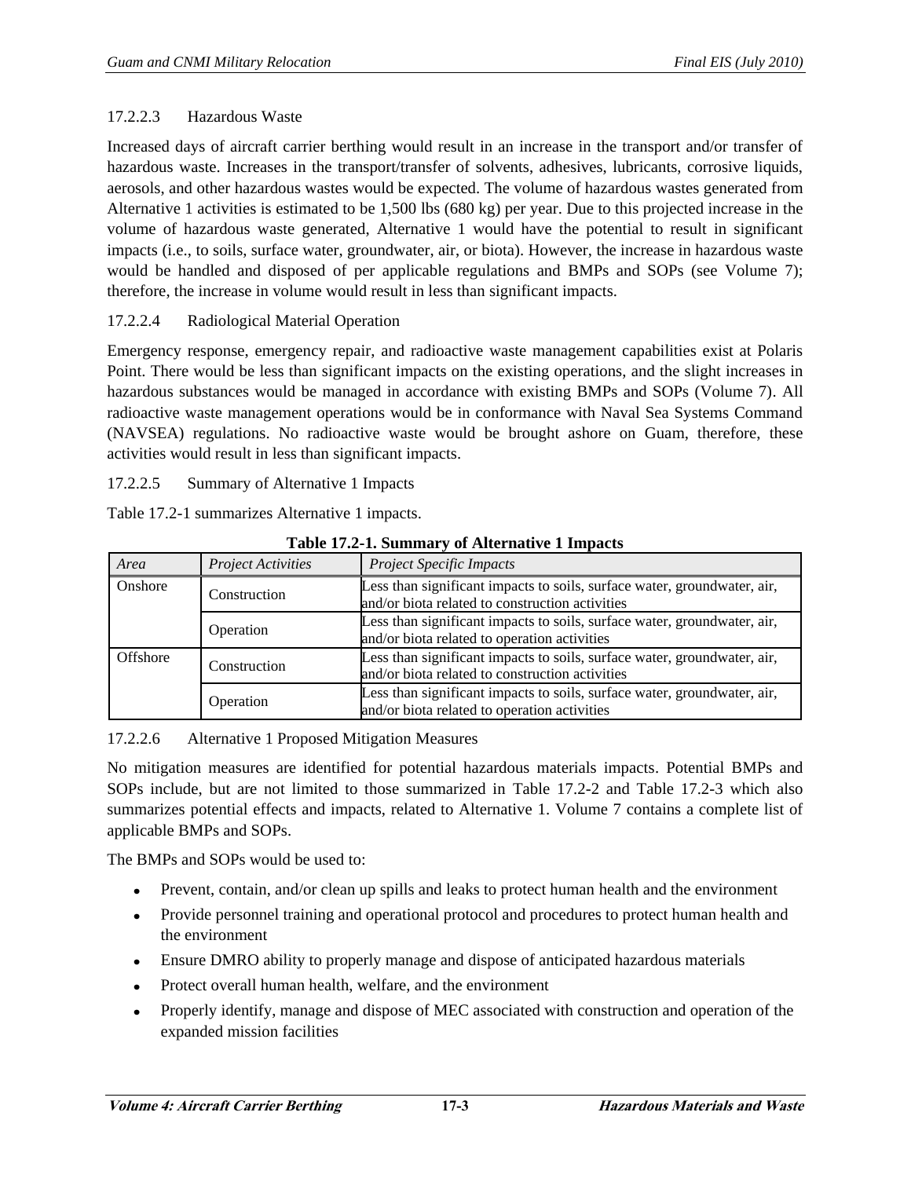#### 17.2.2.3 Hazardous Waste

Increased days of aircraft carrier berthing would result in an increase in the transport and/or transfer of hazardous waste. Increases in the transport/transfer of solvents, adhesives, lubricants, corrosive liquids, aerosols, and other hazardous wastes would be expected. The volume of hazardous wastes generated from Alternative 1 activities is estimated to be 1,500 lbs (680 kg) per year. Due to this projected increase in the volume of hazardous waste generated, Alternative 1 would have the potential to result in significant impacts (i.e., to soils, surface water, groundwater, air, or biota). However, the increase in hazardous waste would be handled and disposed of per applicable regulations and BMPs and SOPs (see Volume 7); therefore, the increase in volume would result in less than significant impacts.

#### 17.2.2.4 Radiological Material Operation

Emergency response, emergency repair, and radioactive waste management capabilities exist at Polaris Point. There would be less than significant impacts on the existing operations, and the slight increases in hazardous substances would be managed in accordance with existing BMPs and SOPs (Volume 7). All radioactive waste management operations would be in conformance with Naval Sea Systems Command (NAVSEA) regulations. No radioactive waste would be brought ashore on Guam, therefore, these activities would result in less than significant impacts.

#### 17.2.2.5 Summary of Alternative 1 Impacts

Table 17.2-1 summarizes Alternative 1 impacts.

**Table 17.2-1. Summary of Alternative 1 Impacts**

| *Area* | *Project Activities* | *Project Specific Impacts* |
|---|---|---|
| Onshore | Construction | Less than significant impacts to soils, surface water, groundwater, air, and/or biota related to construction activities |
| | Operation | Less than significant impacts to soils, surface water, groundwater, air, and/or biota related to operation activities |
| Offshore | Construction | Less than significant impacts to soils, surface water, groundwater, air, and/or biota related to construction activities |
| | Operation | Less than significant impacts to soils, surface water, groundwater, air, and/or biota related to operation activities |

#### 17.2.2.6 Alternative 1 Proposed Mitigation Measures

No mitigation measures are identified for potential hazardous materials impacts. Potential BMPs and SOPs include, but are not limited to those summarized in Table 17.2-2 and Table 17.2-3 which also summarizes potential effects and impacts, related to Alternative 1. Volume 7 contains a complete list of applicable BMPs and SOPs.

The BMPs and SOPs would be used to:

- Prevent, contain, and/or clean up spills and leaks to protect human health and the environment
- Provide personnel training and operational protocol and procedures to protect human health and the environment
- Ensure DMRO ability to properly manage and dispose of anticipated hazardous materials
- Protect overall human health, welfare, and the environment
- Properly identify, manage and dispose of MEC associated with construction and operation of the expanded mission facilities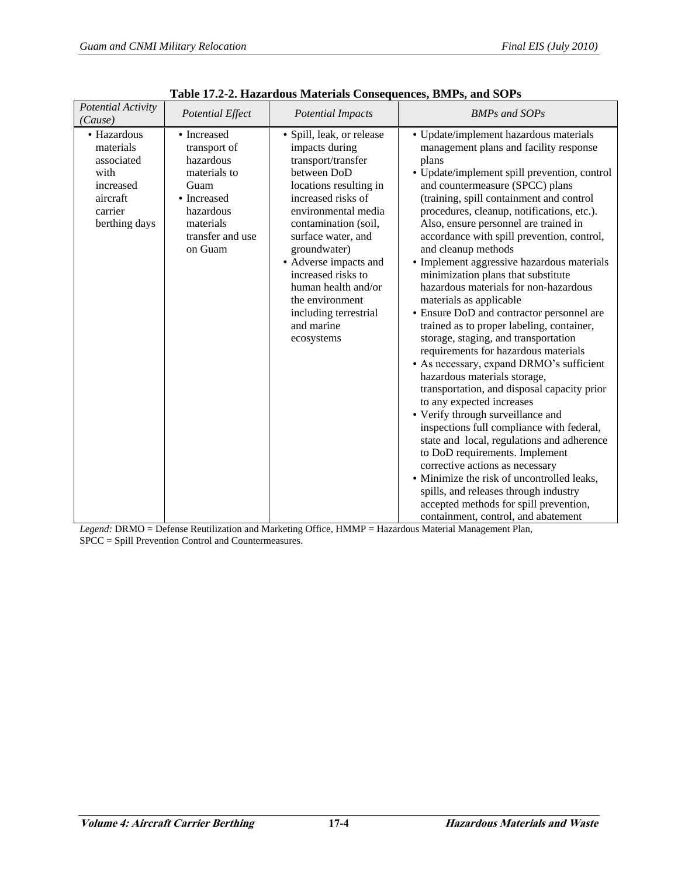**Table 17.2-2. Hazardous Materials Consequences, BMPs, and SOPs**

| *Potential Activity (Cause)* | *Potential Effect* | *Potential Impacts* | *BMPs and SOPs* |
|---|---|---|---|
| • Hazardous materials associated with increased aircraft carrier berthing days | • Increased transport of hazardous materials to Guam<br>• Increased hazardous materials transfer and use on Guam | • Spill, leak, or release impacts during transport/transfer between DoD locations resulting in increased risks of environmental media contamination (soil, surface water, and groundwater)<br>• Adverse impacts and increased risks to human health and/or the environment including terrestrial and marine ecosystems | • Update/implement hazardous materials management plans and facility response plans<br>• Update/implement spill prevention, control and countermeasure (SPCC) plans (training, spill containment and control procedures, cleanup, notifications, etc.). Also, ensure personnel are trained in accordance with spill prevention, control, and cleanup methods<br>• Implement aggressive hazardous materials minimization plans that substitute hazardous materials for non-hazardous materials as applicable<br>• Ensure DoD and contractor personnel are trained as to proper labeling, container, storage, staging, and transportation requirements for hazardous materials<br>• As necessary, expand DRMO's sufficient hazardous materials storage, transportation, and disposal capacity prior to any expected increases<br>• Verify through surveillance and inspections full compliance with federal, state and local, regulations and adherence to DoD requirements. Implement corrective actions as necessary<br>• Minimize the risk of uncontrolled leaks, spills, and releases through industry accepted methods for spill prevention, containment, control, and abatement |

*Legend:* DRMO = Defense Reutilization and Marketing Office, HMMP = Hazardous Material Management Plan, SPCC = Spill Prevention Control and Countermeasures.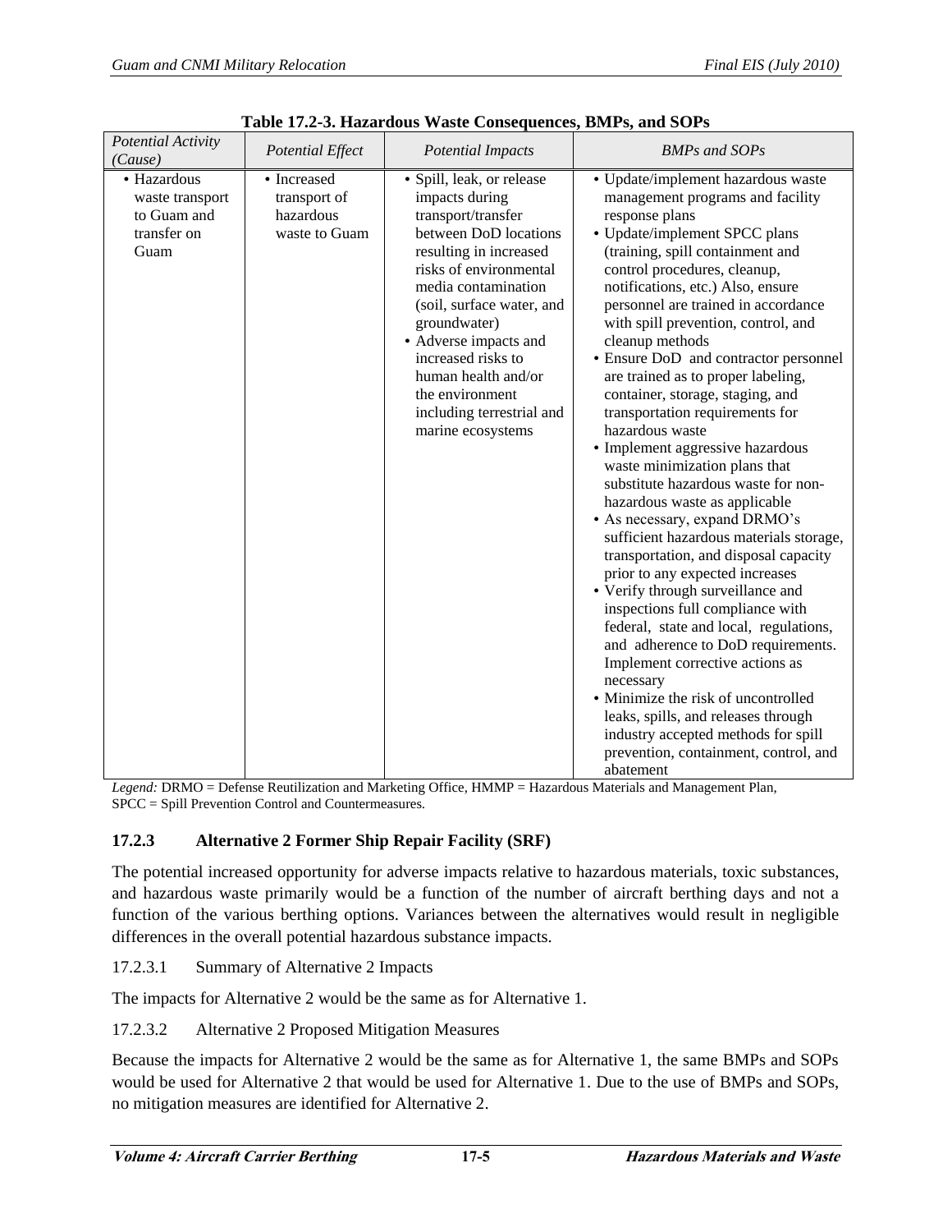**Table 17.2-3. Hazardous Waste Consequences, BMPs, and SOPs**

| *Potential Activity (Cause)* | *Potential Effect* | *Potential Impacts* | *BMPs and SOPs* |
|---|---|---|---|
| • Hazardous waste transport to Guam and transfer on Guam | • Increased transport of hazardous waste to Guam | • Spill, leak, or release impacts during transport/transfer between DoD locations resulting in increased risks of environmental media contamination (soil, surface water, and groundwater)<br>• Adverse impacts and increased risks to human health and/or the environment including terrestrial and marine ecosystems | • Update/implement hazardous waste management programs and facility response plans<br>• Update/implement SPCC plans (training, spill containment and control procedures, cleanup, notifications, etc.) Also, ensure personnel are trained in accordance with spill prevention, control, and cleanup methods<br>• Ensure DoD and contractor personnel are trained as to proper labeling, container, storage, staging, and transportation requirements for hazardous waste<br>• Implement aggressive hazardous waste minimization plans that substitute hazardous waste for non-hazardous waste as applicable<br>• As necessary, expand DRMO's sufficient hazardous materials storage, transportation, and disposal capacity prior to any expected increases<br>• Verify through surveillance and inspections full compliance with federal, state and local, regulations, and adherence to DoD requirements. Implement corrective actions as necessary<br>• Minimize the risk of uncontrolled leaks, spills, and releases through industry accepted methods for spill prevention, containment, control, and abatement |

*Legend:* DRMO = Defense Reutilization and Marketing Office, HMMP = Hazardous Materials and Management Plan, SPCC = Spill Prevention Control and Countermeasures.

### 17.2.3 Alternative 2 Former Ship Repair Facility (SRF)

The potential increased opportunity for adverse impacts relative to hazardous materials, toxic substances, and hazardous waste primarily would be a function of the number of aircraft berthing days and not a function of the various berthing options. Variances between the alternatives would result in negligible differences in the overall potential hazardous substance impacts.

#### 17.2.3.1 Summary of Alternative 2 Impacts

The impacts for Alternative 2 would be the same as for Alternative 1.

#### 17.2.3.2 Alternative 2 Proposed Mitigation Measures

Because the impacts for Alternative 2 would be the same as for Alternative 1, the same BMPs and SOPs would be used for Alternative 2 that would be used for Alternative 1. Due to the use of BMPs and SOPs, no mitigation measures are identified for Alternative 2.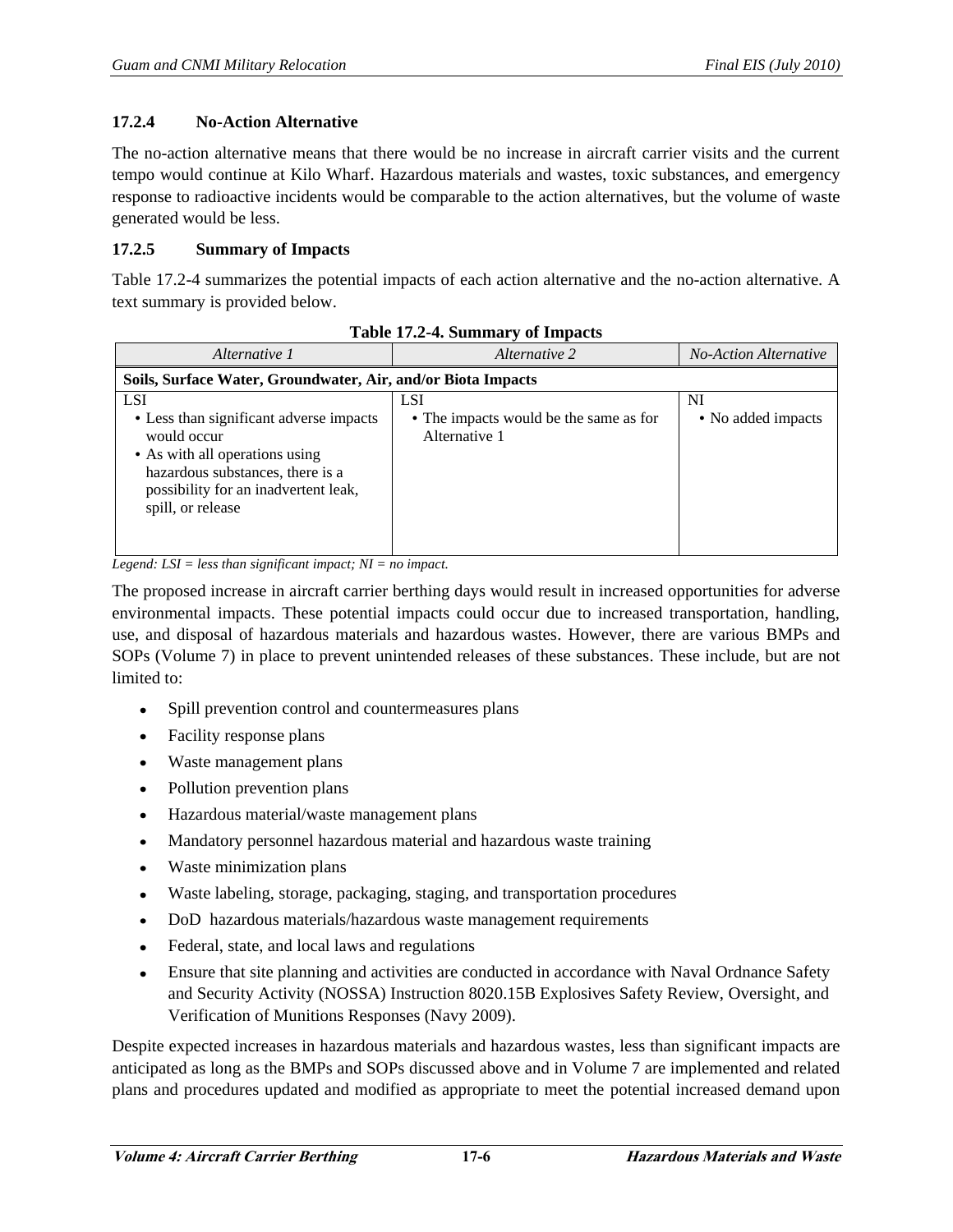### 17.2.4 No-Action Alternative

The no-action alternative means that there would be no increase in aircraft carrier visits and the current tempo would continue at Kilo Wharf. Hazardous materials and wastes, toxic substances, and emergency response to radioactive incidents would be comparable to the action alternatives, but the volume of waste generated would be less.

### 17.2.5 Summary of Impacts

Table 17.2-4 summarizes the potential impacts of each action alternative and the no-action alternative. A text summary is provided below.

**Table 17.2-4. Summary of Impacts**

| *Alternative 1* | *Alternative 2* | *No-Action Alternative* |
|---|---|---|
| **Soils, Surface Water, Groundwater, Air, and/or Biota Impacts** | | |
| LSI<br>• Less than significant adverse impacts would occur<br>• As with all operations using hazardous substances, there is a possibility for an inadvertent leak, spill, or release | LSI<br>• The impacts would be the same as for Alternative 1 | NI<br>• No added impacts |

*Legend: LSI = less than significant impact; NI = no impact.*

The proposed increase in aircraft carrier berthing days would result in increased opportunities for adverse environmental impacts. These potential impacts could occur due to increased transportation, handling, use, and disposal of hazardous materials and hazardous wastes. However, there are various BMPs and SOPs (Volume 7) in place to prevent unintended releases of these substances. These include, but are not limited to:

- Spill prevention control and countermeasures plans
- Facility response plans
- Waste management plans
- Pollution prevention plans
- Hazardous material/waste management plans
- Mandatory personnel hazardous material and hazardous waste training
- Waste minimization plans
- Waste labeling, storage, packaging, staging, and transportation procedures
- DoD hazardous materials/hazardous waste management requirements
- Federal, state, and local laws and regulations
- Ensure that site planning and activities are conducted in accordance with Naval Ordnance Safety and Security Activity (NOSSA) Instruction 8020.15B Explosives Safety Review, Oversight, and Verification of Munitions Responses (Navy 2009).

Despite expected increases in hazardous materials and hazardous wastes, less than significant impacts are anticipated as long as the BMPs and SOPs discussed above and in Volume 7 are implemented and related plans and procedures updated and modified as appropriate to meet the potential increased demand upon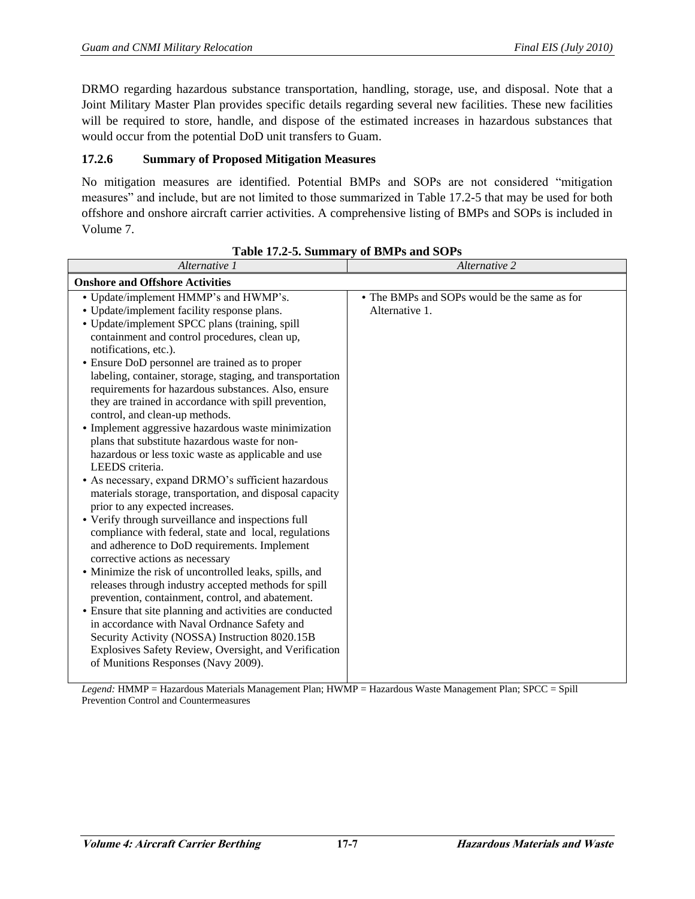DRMO regarding hazardous substance transportation, handling, storage, use, and disposal. Note that a Joint Military Master Plan provides specific details regarding several new facilities. These new facilities will be required to store, handle, and dispose of the estimated increases in hazardous substances that would occur from the potential DoD unit transfers to Guam.

### 17.2.6 Summary of Proposed Mitigation Measures

No mitigation measures are identified. Potential BMPs and SOPs are not considered "mitigation measures" and include, but are not limited to those summarized in Table 17.2-5 that may be used for both offshore and onshore aircraft carrier activities. A comprehensive listing of BMPs and SOPs is included in Volume 7.

**Table 17.2-5. Summary of BMPs and SOPs**

| *Alternative 1* | *Alternative 2* |
|---|---|
| **Onshore and Offshore Activities** | |
| • Update/implement HMMP's and HWMP's.<br>• Update/implement facility response plans.<br>• Update/implement SPCC plans (training, spill containment and control procedures, clean up, notifications, etc.).<br>• Ensure DoD personnel are trained as to proper labeling, container, storage, staging, and transportation requirements for hazardous substances. Also, ensure they are trained in accordance with spill prevention, control, and clean-up methods.<br>• Implement aggressive hazardous waste minimization plans that substitute hazardous waste for non-hazardous or less toxic waste as applicable and use LEEDS criteria.<br>• As necessary, expand DRMO's sufficient hazardous materials storage, transportation, and disposal capacity prior to any expected increases.<br>• Verify through surveillance and inspections full compliance with federal, state and local, regulations and adherence to DoD requirements. Implement corrective actions as necessary<br>• Minimize the risk of uncontrolled leaks, spills, and releases through industry accepted methods for spill prevention, containment, control, and abatement.<br>• Ensure that site planning and activities are conducted in accordance with Naval Ordnance Safety and Security Activity (NOSSA) Instruction 8020.15B Explosives Safety Review, Oversight, and Verification of Munitions Responses (Navy 2009). | • The BMPs and SOPs would be the same as for Alternative 1. |

*Legend:* HMMP = Hazardous Materials Management Plan; HWMP = Hazardous Waste Management Plan; SPCC = Spill Prevention Control and Countermeasures